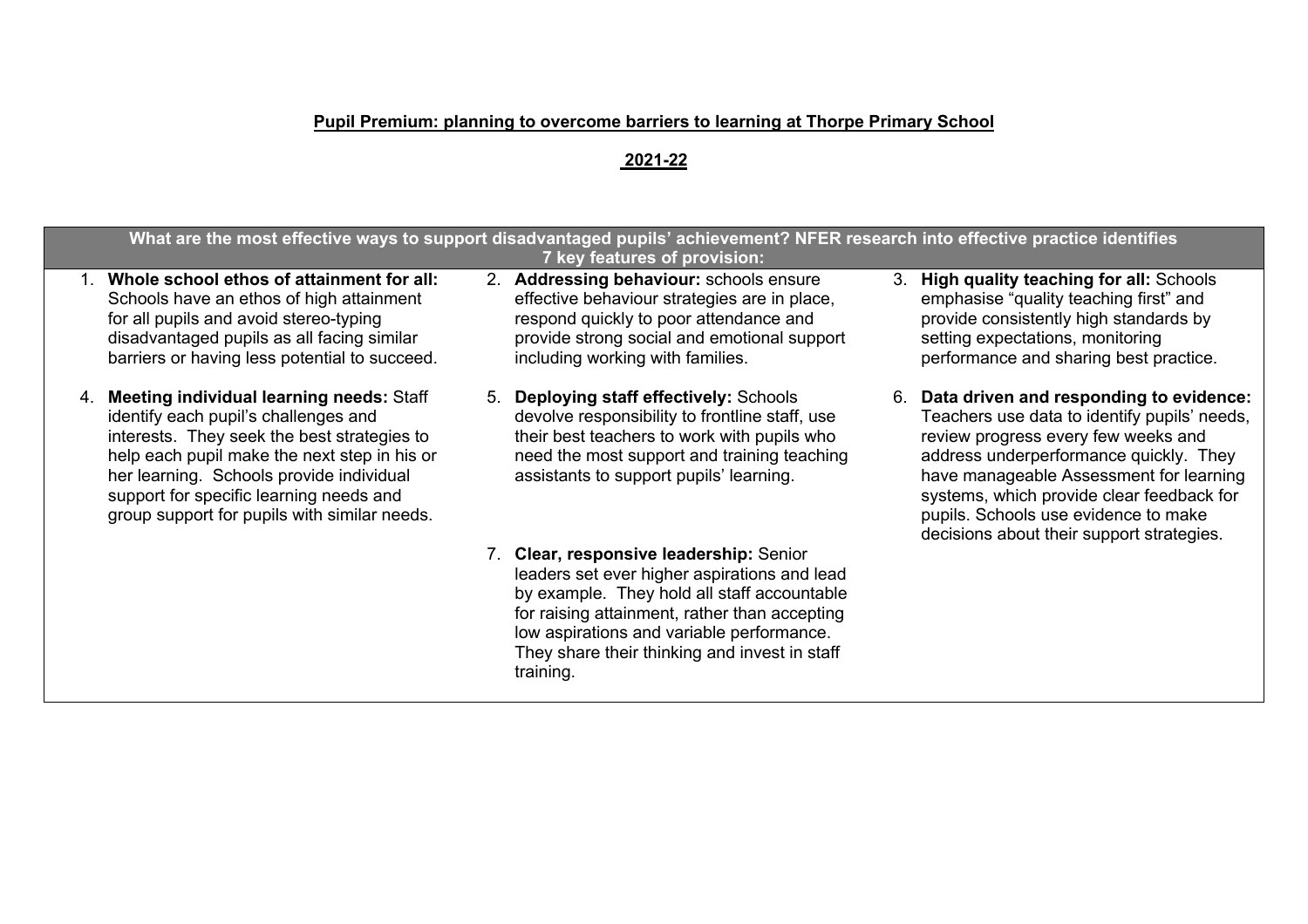**Pupil Premium: planning to overcome barriers to learning at Thorpe Primary School**

**2021-22**

| What are the most effective ways to support disadvantaged pupils' achievement? NFER research into effective practice identifies 7 key features of provision: | | |
|---|---|---|
| 1. **Whole school ethos of attainment for all:** Schools have an ethos of high attainment for all pupils and avoid stereo-typing disadvantaged pupils as all facing similar barriers or having less potential to succeed. | 2. **Addressing behaviour:** schools ensure effective behaviour strategies are in place, respond quickly to poor attendance and provide strong social and emotional support including working with families. | 3. **High quality teaching for all:** Schools emphasise "quality teaching first" and provide consistently high standards by setting expectations, monitoring performance and sharing best practice. |
| 4. **Meeting individual learning needs:** Staff identify each pupil's challenges and interests. They seek the best strategies to help each pupil make the next step in his or her learning. Schools provide individual support for specific learning needs and group support for pupils with similar needs. | 5. **Deploying staff effectively:** Schools devolve responsibility to frontline staff, use their best teachers to work with pupils who need the most support and training teaching assistants to support pupils' learning. | 6. **Data driven and responding to evidence:** Teachers use data to identify pupils' needs, review progress every few weeks and address underperformance quickly. They have manageable Assessment for learning systems, which provide clear feedback for pupils. Schools use evidence to make decisions about their support strategies. |
| | 7. **Clear, responsive leadership:** Senior leaders set ever higher aspirations and lead by example. They hold all staff accountable for raising attainment, rather than accepting low aspirations and variable performance. They share their thinking and invest in staff training. | |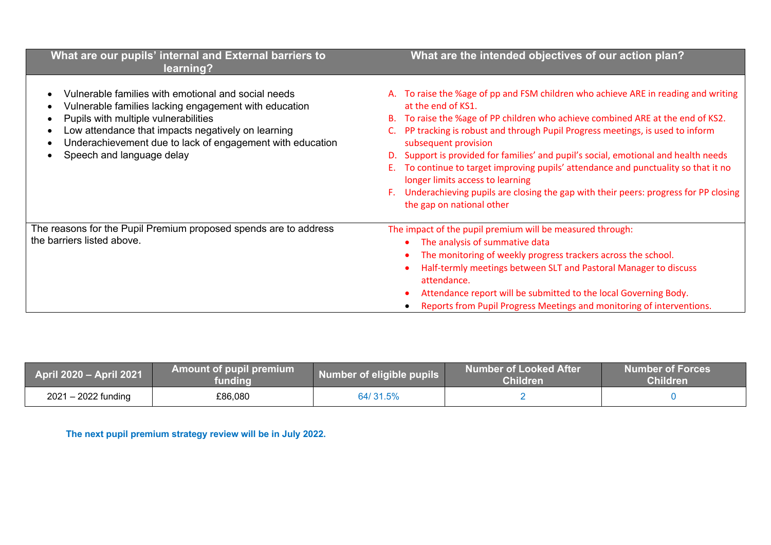| What are our pupils' internal and External barriers to learning? | What are the intended objectives of our action plan? |
|---|---|
| • Vulnerable families with emotional and social needs<br>• Vulnerable families lacking engagement with education<br>• Pupils with multiple vulnerabilities<br>• Low attendance that impacts negatively on learning<br>• Underachievement due to lack of engagement with education<br>• Speech and language delay | A. To raise the %age of pp and FSM children who achieve ARE in reading and writing at the end of KS1.<br>B. To raise the %age of PP children who achieve combined ARE at the end of KS2.<br>C. PP tracking is robust and through Pupil Progress meetings, is used to inform subsequent provision<br>D. Support is provided for families' and pupil's social, emotional and health needs<br>E. To continue to target improving pupils' attendance and punctuality so that it no longer limits access to learning<br>F. Underachieving pupils are closing the gap with their peers: progress for PP closing the gap on national other |
| The reasons for the Pupil Premium proposed spends are to address the barriers listed above. | The impact of the pupil premium will be measured through:<br>• The analysis of summative data<br>• The monitoring of weekly progress trackers across the school.<br>• Half-termly meetings between SLT and Pastoral Manager to discuss attendance.<br>• Attendance report will be submitted to the local Governing Body.<br>• Reports from Pupil Progress Meetings and monitoring of interventions. |

| April 2020 – April 2021 | Amount of pupil premium funding | Number of eligible pupils | Number of Looked After Children | Number of Forces Children |
|---|---|---|---|---|
| 2021 – 2022 funding | £86,080 | 64/ 31.5% | 2 | 0 |

**The next pupil premium strategy review will be in July 2022.**